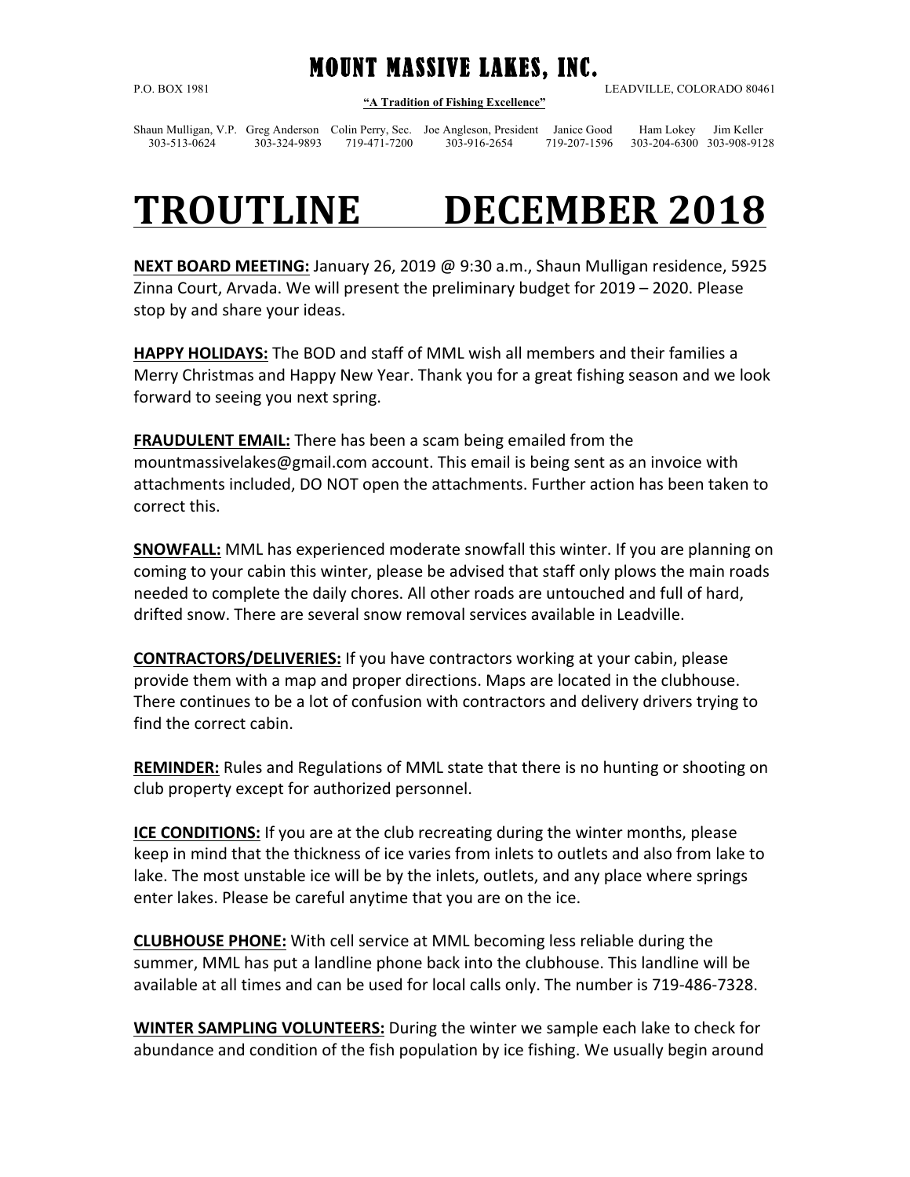# MOUNT MASSIVE LAKES, INC.

P.O. BOX 1981 LEADVILLE, COLORADO 80461

**"A Tradition of Fishing Excellence"**

| Shaun Mulligan, V.P. | Greg Anderson | Colin Perry, Sec. | Joe Angleson, President | Janice Good | Ham Lokey | Jim Keller |
|---|---|---|---|---|---|---|
| 303-513-0624 | 303-324-9893 | 719-471-7200 | 303-916-2654 | 719-207-1596 | 303-204-6300 | 303-908-9128 |

# TROUTLINE DECEMBER 2018

**NEXT BOARD MEETING:** January 26, 2019 @ 9:30 a.m., Shaun Mulligan residence, 5925 Zinna Court, Arvada. We will present the preliminary budget for 2019 – 2020. Please stop by and share your ideas.

**HAPPY HOLIDAYS:** The BOD and staff of MML wish all members and their families a Merry Christmas and Happy New Year. Thank you for a great fishing season and we look forward to seeing you next spring.

**FRAUDULENT EMAIL:** There has been a scam being emailed from the mountmassivelakes@gmail.com account. This email is being sent as an invoice with attachments included, DO NOT open the attachments. Further action has been taken to correct this.

**SNOWFALL:** MML has experienced moderate snowfall this winter. If you are planning on coming to your cabin this winter, please be advised that staff only plows the main roads needed to complete the daily chores. All other roads are untouched and full of hard, drifted snow. There are several snow removal services available in Leadville.

**CONTRACTORS/DELIVERIES:** If you have contractors working at your cabin, please provide them with a map and proper directions. Maps are located in the clubhouse. There continues to be a lot of confusion with contractors and delivery drivers trying to find the correct cabin.

**REMINDER:** Rules and Regulations of MML state that there is no hunting or shooting on club property except for authorized personnel.

**ICE CONDITIONS:** If you are at the club recreating during the winter months, please keep in mind that the thickness of ice varies from inlets to outlets and also from lake to lake. The most unstable ice will be by the inlets, outlets, and any place where springs enter lakes. Please be careful anytime that you are on the ice.

**CLUBHOUSE PHONE:** With cell service at MML becoming less reliable during the summer, MML has put a landline phone back into the clubhouse. This landline will be available at all times and can be used for local calls only. The number is 719-486-7328.

**WINTER SAMPLING VOLUNTEERS:** During the winter we sample each lake to check for abundance and condition of the fish population by ice fishing. We usually begin around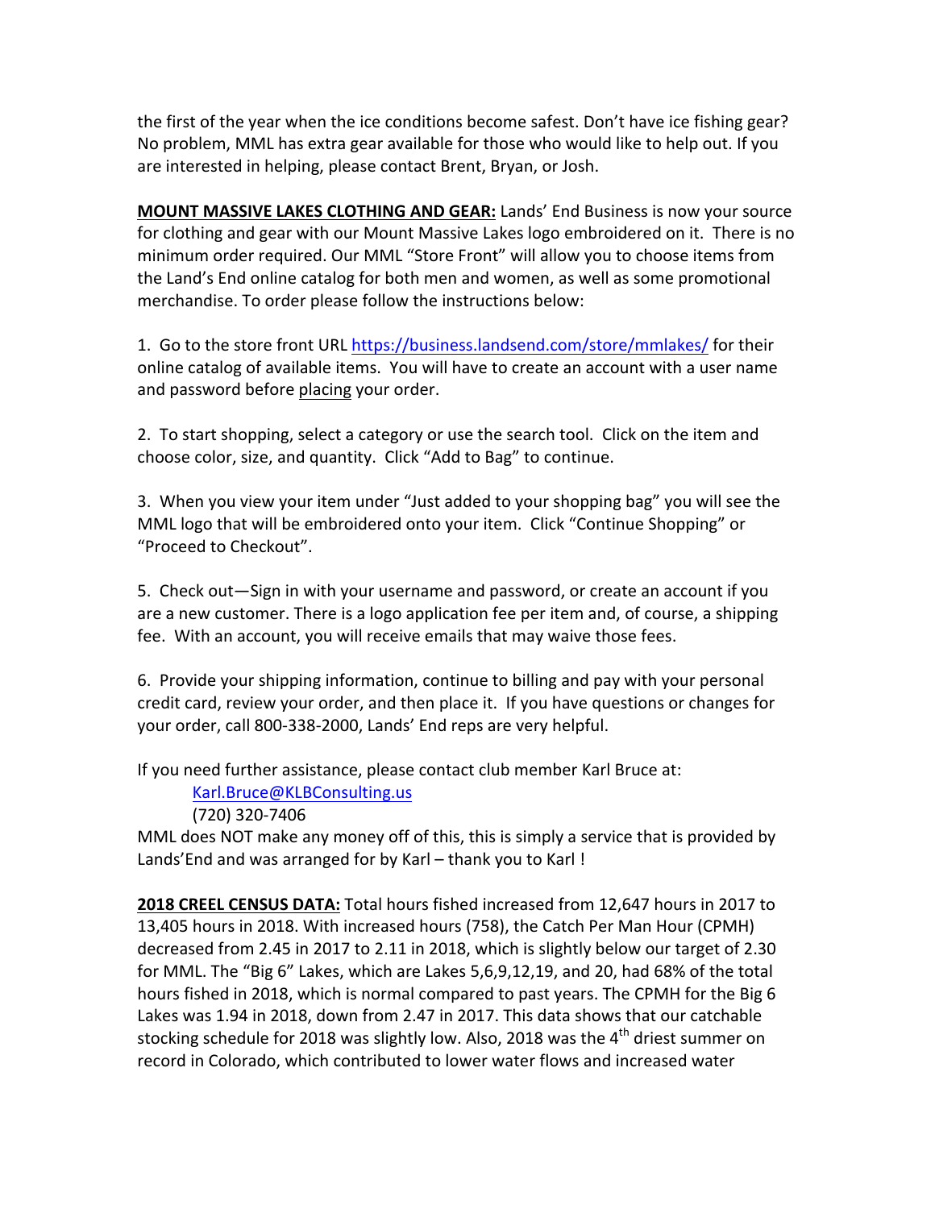the first of the year when the ice conditions become safest. Don't have ice fishing gear? No problem, MML has extra gear available for those who would like to help out. If you are interested in helping, please contact Brent, Bryan, or Josh.

**MOUNT MASSIVE LAKES CLOTHING AND GEAR:** Lands' End Business is now your source for clothing and gear with our Mount Massive Lakes logo embroidered on it. There is no minimum order required. Our MML "Store Front" will allow you to choose items from the Land's End online catalog for both men and women, as well as some promotional merchandise. To order please follow the instructions below:

1. Go to the store front URL https://business.landsend.com/store/mmlakes/ for their online catalog of available items. You will have to create an account with a user name and password before placing your order.

2. To start shopping, select a category or use the search tool. Click on the item and choose color, size, and quantity. Click "Add to Bag" to continue.

3. When you view your item under "Just added to your shopping bag" you will see the MML logo that will be embroidered onto your item. Click "Continue Shopping" or "Proceed to Checkout".

5. Check out—Sign in with your username and password, or create an account if you are a new customer. There is a logo application fee per item and, of course, a shipping fee. With an account, you will receive emails that may waive those fees.

6. Provide your shipping information, continue to billing and pay with your personal credit card, review your order, and then place it. If you have questions or changes for your order, call 800-338-2000, Lands' End reps are very helpful.

If you need further assistance, please contact club member Karl Bruce at:

Karl.Bruce@KLBConsulting.us
(720) 320-7406

MML does NOT make any money off of this, this is simply a service that is provided by Lands'End and was arranged for by Karl – thank you to Karl !

**2018 CREEL CENSUS DATA:** Total hours fished increased from 12,647 hours in 2017 to 13,405 hours in 2018. With increased hours (758), the Catch Per Man Hour (CPMH) decreased from 2.45 in 2017 to 2.11 in 2018, which is slightly below our target of 2.30 for MML. The "Big 6" Lakes, which are Lakes 5,6,9,12,19, and 20, had 68% of the total hours fished in 2018, which is normal compared to past years. The CPMH for the Big 6 Lakes was 1.94 in 2018, down from 2.47 in 2017. This data shows that our catchable stocking schedule for 2018 was slightly low. Also, 2018 was the 4th driest summer on record in Colorado, which contributed to lower water flows and increased water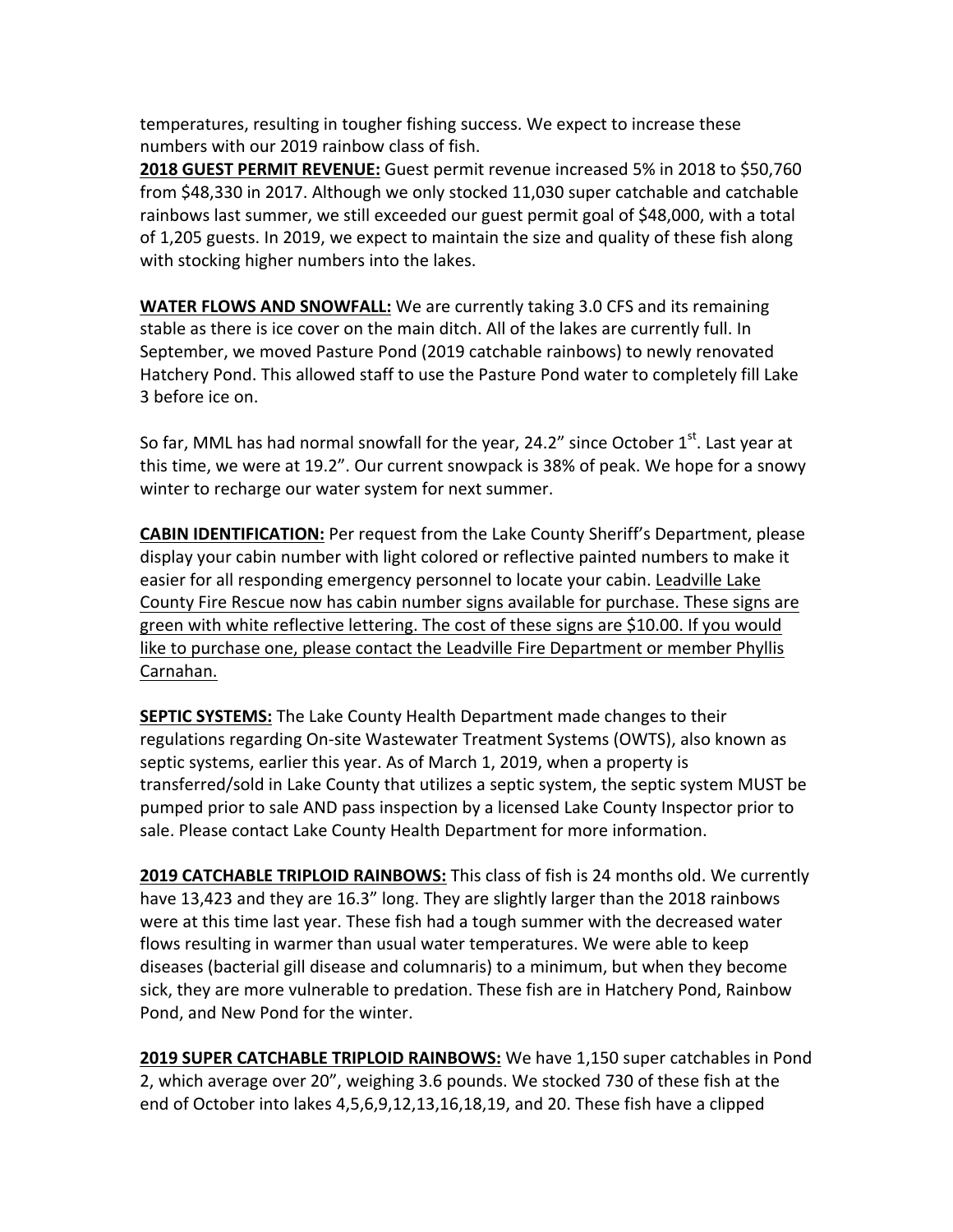temperatures, resulting in tougher fishing success. We expect to increase these numbers with our 2019 rainbow class of fish.

**2018 GUEST PERMIT REVENUE:** Guest permit revenue increased 5% in 2018 to $50,760 from $48,330 in 2017. Although we only stocked 11,030 super catchable and catchable rainbows last summer, we still exceeded our guest permit goal of $48,000, with a total of 1,205 guests. In 2019, we expect to maintain the size and quality of these fish along with stocking higher numbers into the lakes.

**WATER FLOWS AND SNOWFALL:** We are currently taking 3.0 CFS and its remaining stable as there is ice cover on the main ditch. All of the lakes are currently full. In September, we moved Pasture Pond (2019 catchable rainbows) to newly renovated Hatchery Pond. This allowed staff to use the Pasture Pond water to completely fill Lake 3 before ice on.

So far, MML has had normal snowfall for the year, 24.2" since October 1st. Last year at this time, we were at 19.2". Our current snowpack is 38% of peak. We hope for a snowy winter to recharge our water system for next summer.

**CABIN IDENTIFICATION:** Per request from the Lake County Sheriff's Department, please display your cabin number with light colored or reflective painted numbers to make it easier for all responding emergency personnel to locate your cabin. Leadville Lake County Fire Rescue now has cabin number signs available for purchase. These signs are green with white reflective lettering. The cost of these signs are $10.00. If you would like to purchase one, please contact the Leadville Fire Department or member Phyllis Carnahan.

**SEPTIC SYSTEMS:** The Lake County Health Department made changes to their regulations regarding On-site Wastewater Treatment Systems (OWTS), also known as septic systems, earlier this year. As of March 1, 2019, when a property is transferred/sold in Lake County that utilizes a septic system, the septic system MUST be pumped prior to sale AND pass inspection by a licensed Lake County Inspector prior to sale. Please contact Lake County Health Department for more information.

**2019 CATCHABLE TRIPLOID RAINBOWS:** This class of fish is 24 months old. We currently have 13,423 and they are 16.3" long. They are slightly larger than the 2018 rainbows were at this time last year. These fish had a tough summer with the decreased water flows resulting in warmer than usual water temperatures. We were able to keep diseases (bacterial gill disease and columnaris) to a minimum, but when they become sick, they are more vulnerable to predation. These fish are in Hatchery Pond, Rainbow Pond, and New Pond for the winter.

**2019 SUPER CATCHABLE TRIPLOID RAINBOWS:** We have 1,150 super catchables in Pond 2, which average over 20", weighing 3.6 pounds. We stocked 730 of these fish at the end of October into lakes 4,5,6,9,12,13,16,18,19, and 20. These fish have a clipped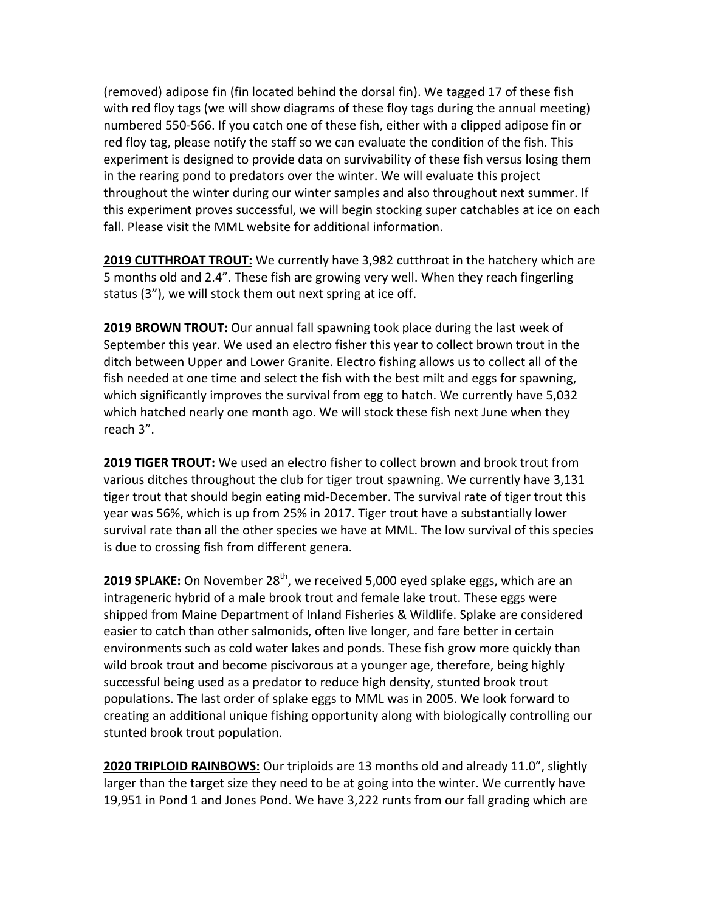(removed) adipose fin (fin located behind the dorsal fin). We tagged 17 of these fish with red floy tags (we will show diagrams of these floy tags during the annual meeting) numbered 550-566. If you catch one of these fish, either with a clipped adipose fin or red floy tag, please notify the staff so we can evaluate the condition of the fish. This experiment is designed to provide data on survivability of these fish versus losing them in the rearing pond to predators over the winter. We will evaluate this project throughout the winter during our winter samples and also throughout next summer. If this experiment proves successful, we will begin stocking super catchables at ice on each fall. Please visit the MML website for additional information.

**2019 CUTTHROAT TROUT:** We currently have 3,982 cutthroat in the hatchery which are 5 months old and 2.4". These fish are growing very well. When they reach fingerling status (3"), we will stock them out next spring at ice off.

**2019 BROWN TROUT:** Our annual fall spawning took place during the last week of September this year. We used an electro fisher this year to collect brown trout in the ditch between Upper and Lower Granite. Electro fishing allows us to collect all of the fish needed at one time and select the fish with the best milt and eggs for spawning, which significantly improves the survival from egg to hatch. We currently have 5,032 which hatched nearly one month ago. We will stock these fish next June when they reach 3".

**2019 TIGER TROUT:** We used an electro fisher to collect brown and brook trout from various ditches throughout the club for tiger trout spawning. We currently have 3,131 tiger trout that should begin eating mid-December. The survival rate of tiger trout this year was 56%, which is up from 25% in 2017. Tiger trout have a substantially lower survival rate than all the other species we have at MML. The low survival of this species is due to crossing fish from different genera.

**2019 SPLAKE:** On November 28th, we received 5,000 eyed splake eggs, which are an intrageneric hybrid of a male brook trout and female lake trout. These eggs were shipped from Maine Department of Inland Fisheries & Wildlife. Splake are considered easier to catch than other salmonids, often live longer, and fare better in certain environments such as cold water lakes and ponds. These fish grow more quickly than wild brook trout and become piscivorous at a younger age, therefore, being highly successful being used as a predator to reduce high density, stunted brook trout populations. The last order of splake eggs to MML was in 2005. We look forward to creating an additional unique fishing opportunity along with biologically controlling our stunted brook trout population.

**2020 TRIPLOID RAINBOWS:** Our triploids are 13 months old and already 11.0", slightly larger than the target size they need to be at going into the winter. We currently have 19,951 in Pond 1 and Jones Pond. We have 3,222 runts from our fall grading which are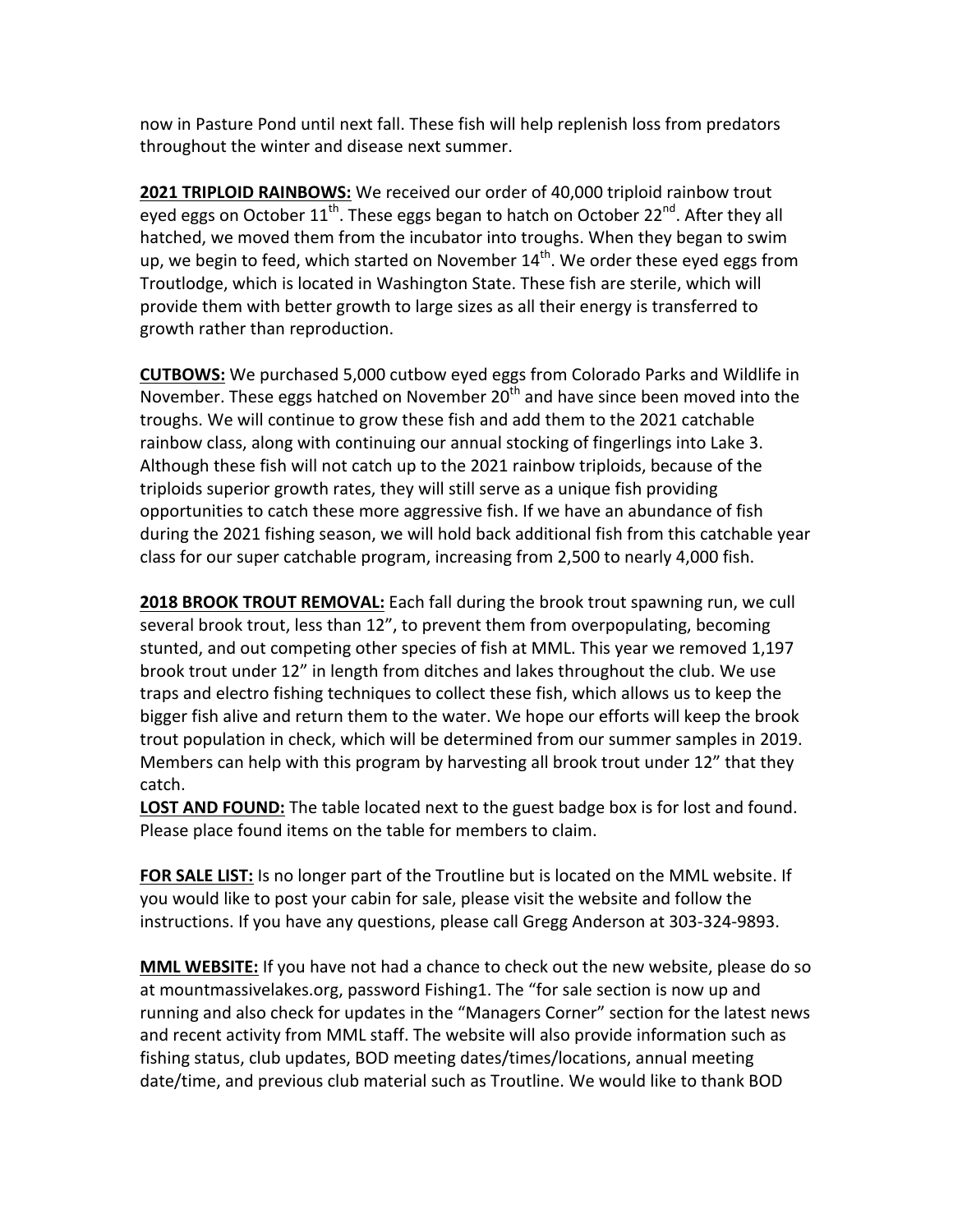now in Pasture Pond until next fall. These fish will help replenish loss from predators throughout the winter and disease next summer.

**2021 TRIPLOID RAINBOWS:** We received our order of 40,000 triploid rainbow trout eyed eggs on October 11th. These eggs began to hatch on October 22nd. After they all hatched, we moved them from the incubator into troughs. When they began to swim up, we begin to feed, which started on November 14th. We order these eyed eggs from Troutlodge, which is located in Washington State. These fish are sterile, which will provide them with better growth to large sizes as all their energy is transferred to growth rather than reproduction.

**CUTBOWS:** We purchased 5,000 cutbow eyed eggs from Colorado Parks and Wildlife in November. These eggs hatched on November 20th and have since been moved into the troughs. We will continue to grow these fish and add them to the 2021 catchable rainbow class, along with continuing our annual stocking of fingerlings into Lake 3. Although these fish will not catch up to the 2021 rainbow triploids, because of the triploids superior growth rates, they will still serve as a unique fish providing opportunities to catch these more aggressive fish. If we have an abundance of fish during the 2021 fishing season, we will hold back additional fish from this catchable year class for our super catchable program, increasing from 2,500 to nearly 4,000 fish.

**2018 BROOK TROUT REMOVAL:** Each fall during the brook trout spawning run, we cull several brook trout, less than 12", to prevent them from overpopulating, becoming stunted, and out competing other species of fish at MML. This year we removed 1,197 brook trout under 12" in length from ditches and lakes throughout the club. We use traps and electro fishing techniques to collect these fish, which allows us to keep the bigger fish alive and return them to the water. We hope our efforts will keep the brook trout population in check, which will be determined from our summer samples in 2019. Members can help with this program by harvesting all brook trout under 12" that they catch.

**LOST AND FOUND:** The table located next to the guest badge box is for lost and found. Please place found items on the table for members to claim.

**FOR SALE LIST:** Is no longer part of the Troutline but is located on the MML website. If you would like to post your cabin for sale, please visit the website and follow the instructions. If you have any questions, please call Gregg Anderson at 303-324-9893.

**MML WEBSITE:** If you have not had a chance to check out the new website, please do so at mountmassivelakes.org, password Fishing1. The "for sale section is now up and running and also check for updates in the "Managers Corner" section for the latest news and recent activity from MML staff. The website will also provide information such as fishing status, club updates, BOD meeting dates/times/locations, annual meeting date/time, and previous club material such as Troutline. We would like to thank BOD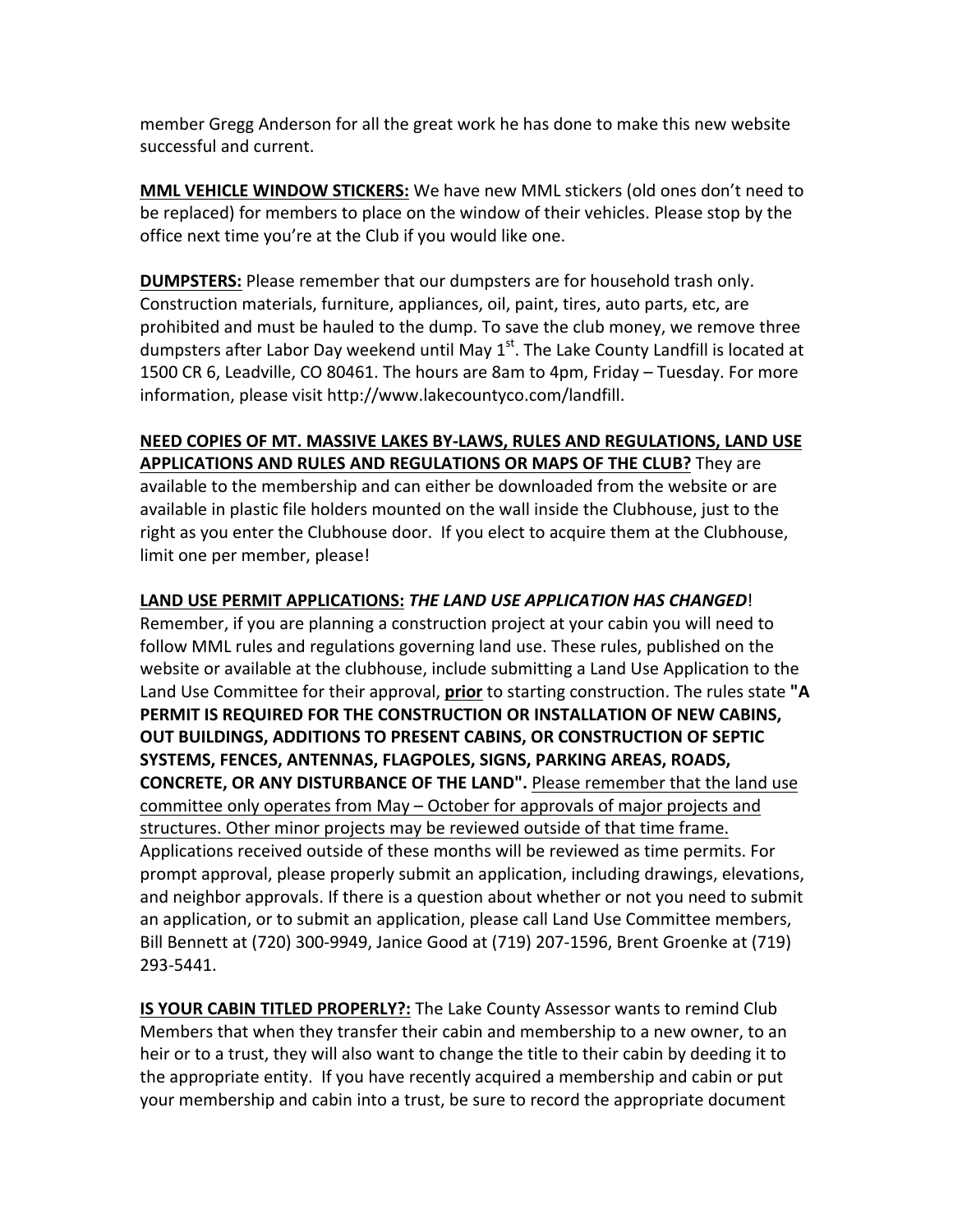member Gregg Anderson for all the great work he has done to make this new website successful and current.

**MML VEHICLE WINDOW STICKERS:** We have new MML stickers (old ones don't need to be replaced) for members to place on the window of their vehicles. Please stop by the office next time you're at the Club if you would like one.

**DUMPSTERS:** Please remember that our dumpsters are for household trash only. Construction materials, furniture, appliances, oil, paint, tires, auto parts, etc, are prohibited and must be hauled to the dump. To save the club money, we remove three dumpsters after Labor Day weekend until May 1st. The Lake County Landfill is located at 1500 CR 6, Leadville, CO 80461. The hours are 8am to 4pm, Friday – Tuesday. For more information, please visit http://www.lakecountyco.com/landfill.

**NEED COPIES OF MT. MASSIVE LAKES BY-LAWS, RULES AND REGULATIONS, LAND USE APPLICATIONS AND RULES AND REGULATIONS OR MAPS OF THE CLUB?** They are available to the membership and can either be downloaded from the website or are available in plastic file holders mounted on the wall inside the Clubhouse, just to the right as you enter the Clubhouse door. If you elect to acquire them at the Clubhouse, limit one per member, please!

**LAND USE PERMIT APPLICATIONS:** ***THE LAND USE APPLICATION HAS CHANGED***! Remember, if you are planning a construction project at your cabin you will need to follow MML rules and regulations governing land use. These rules, published on the website or available at the clubhouse, include submitting a Land Use Application to the Land Use Committee for their approval, **prior** to starting construction. The rules state **"A PERMIT IS REQUIRED FOR THE CONSTRUCTION OR INSTALLATION OF NEW CABINS, OUT BUILDINGS, ADDITIONS TO PRESENT CABINS, OR CONSTRUCTION OF SEPTIC SYSTEMS, FENCES, ANTENNAS, FLAGPOLES, SIGNS, PARKING AREAS, ROADS, CONCRETE, OR ANY DISTURBANCE OF THE LAND".** Please remember that the land use committee only operates from May – October for approvals of major projects and structures. Other minor projects may be reviewed outside of that time frame. Applications received outside of these months will be reviewed as time permits. For prompt approval, please properly submit an application, including drawings, elevations, and neighbor approvals. If there is a question about whether or not you need to submit an application, or to submit an application, please call Land Use Committee members, Bill Bennett at (720) 300-9949, Janice Good at (719) 207-1596, Brent Groenke at (719) 293-5441.

**IS YOUR CABIN TITLED PROPERLY?:** The Lake County Assessor wants to remind Club Members that when they transfer their cabin and membership to a new owner, to an heir or to a trust, they will also want to change the title to their cabin by deeding it to the appropriate entity. If you have recently acquired a membership and cabin or put your membership and cabin into a trust, be sure to record the appropriate document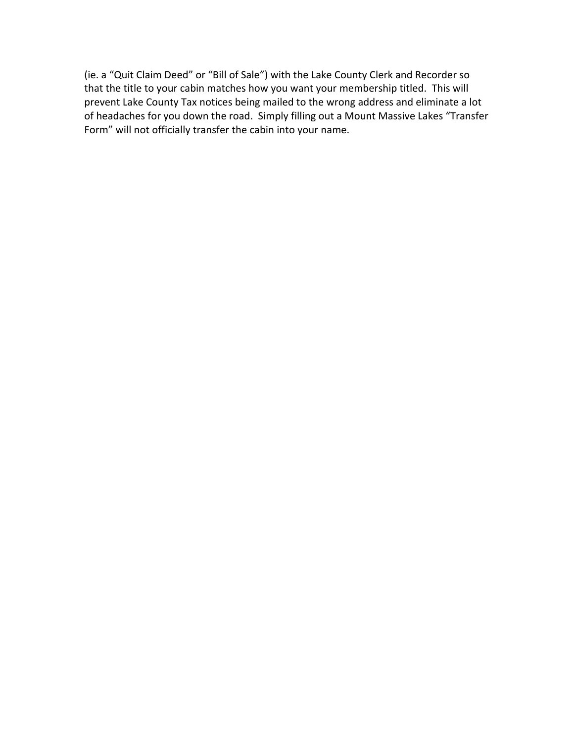(ie. a "Quit Claim Deed" or "Bill of Sale") with the Lake County Clerk and Recorder so that the title to your cabin matches how you want your membership titled. This will prevent Lake County Tax notices being mailed to the wrong address and eliminate a lot of headaches for you down the road. Simply filling out a Mount Massive Lakes "Transfer Form" will not officially transfer the cabin into your name.